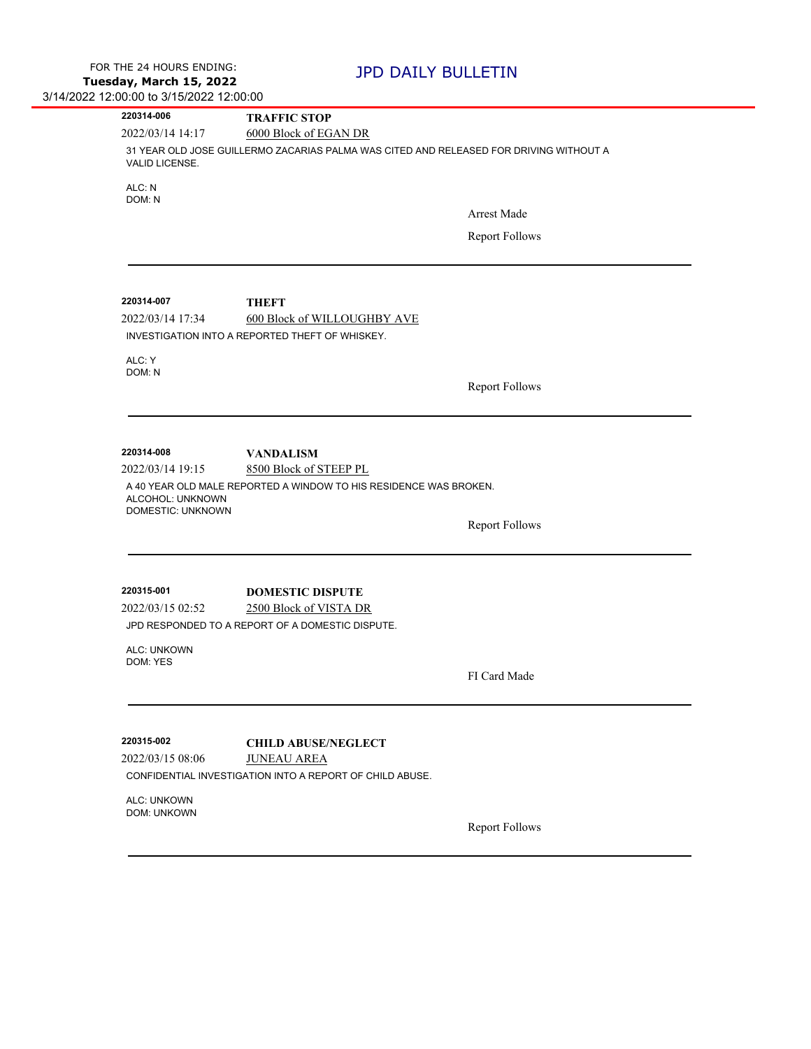FOR THE 24 HOURS ENDING:
**Tuesday, March 15, 2022**
3/14/2022 12:00:00 to 3/15/2022 12:00:00

# JPD DAILY BULLETIN

---

**220314-006** **TRAFFIC STOP**

2022/03/14 14:17 6000 Block of EGAN DR

31 YEAR OLD JOSE GUILLERMO ZACARIAS PALMA WAS CITED AND RELEASED FOR DRIVING WITHOUT A VALID LICENSE.

ALC: N
DOM: N

Arrest Made

Report Follows

---

**220314-007** **THEFT**

2022/03/14 17:34 600 Block of WILLOUGHBY AVE

INVESTIGATION INTO A REPORTED THEFT OF WHISKEY.

ALC: Y
DOM: N

Report Follows

---

**220314-008** **VANDALISM**

2022/03/14 19:15 8500 Block of STEEP PL

A 40 YEAR OLD MALE REPORTED A WINDOW TO HIS RESIDENCE WAS BROKEN.
ALCOHOL: UNKNOWN
DOMESTIC: UNKNOWN

Report Follows

---

**220315-001** **DOMESTIC DISPUTE**

2022/03/15 02:52 2500 Block of VISTA DR

JPD RESPONDED TO A REPORT OF A DOMESTIC DISPUTE.

ALC: UNKOWN
DOM: YES

FI Card Made

---

**220315-002** **CHILD ABUSE/NEGLECT**

2022/03/15 08:06 JUNEAU AREA

CONFIDENTIAL INVESTIGATION INTO A REPORT OF CHILD ABUSE.

ALC: UNKOWN
DOM: UNKOWN

Report Follows

---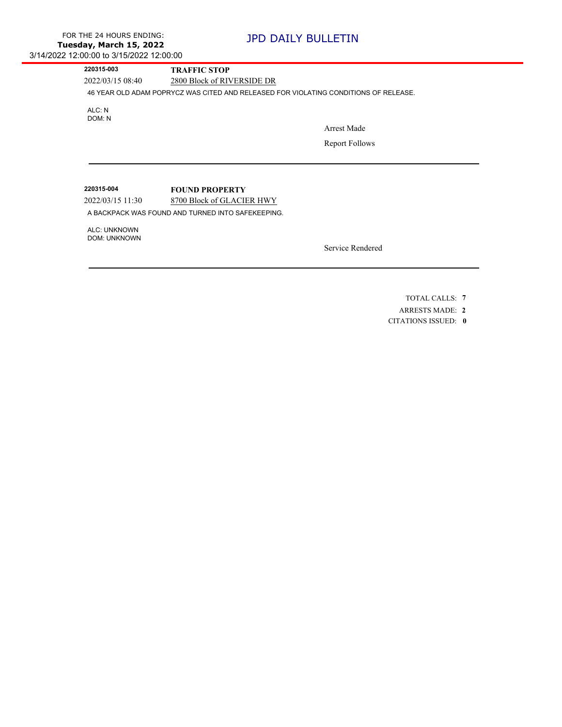FOR THE 24 HOURS ENDING:
**Tuesday, March 15, 2022**
3/14/2022 12:00:00 to 3/15/2022 12:00:00

# JPD DAILY BULLETIN

**220315-003** **TRAFFIC STOP**
2022/03/15 08:40 2800 Block of RIVERSIDE DR

46 YEAR OLD ADAM POPRYCZ WAS CITED AND RELEASED FOR VIOLATING CONDITIONS OF RELEASE.

ALC: N
DOM: N

Arrest Made

Report Follows

---

**220315-004** **FOUND PROPERTY**
2022/03/15 11:30 8700 Block of GLACIER HWY

A BACKPACK WAS FOUND AND TURNED INTO SAFEKEEPING.

ALC: UNKNOWN
DOM: UNKNOWN

Service Rendered

---

TOTAL CALLS: **7**
ARRESTS MADE: **2**
CITATIONS ISSUED: **0**